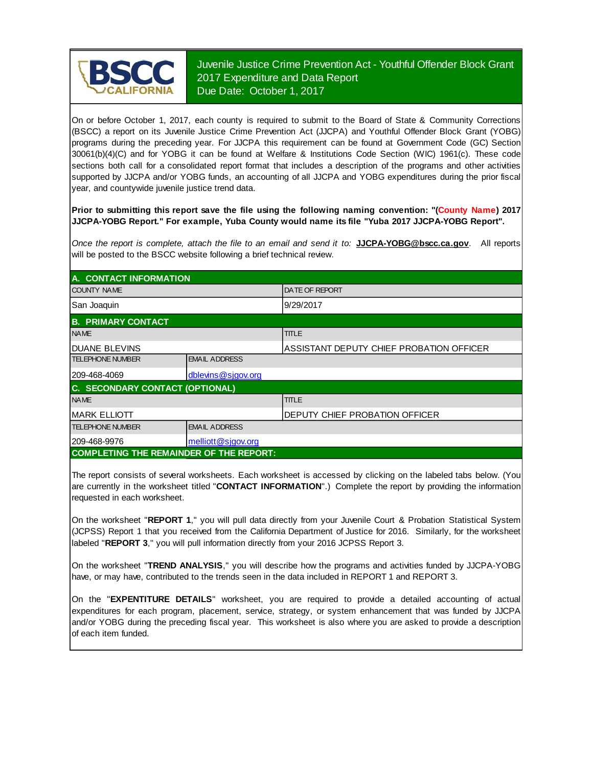BSCC CALIFORNIA

# Juvenile Justice Crime Prevention Act - Youthful Offender Block Grant 2017 Expenditure and Data Report

Due Date: October 1, 2017

On or before October 1, 2017, each county is required to submit to the Board of State & Community Corrections (BSCC) a report on its Juvenile Justice Crime Prevention Act (JJCPA) and Youthful Offender Block Grant (YOBG) programs during the preceding year. For JJCPA this requirement can be found at Government Code (GC) Section 30061(b)(4)(C) and for YOBG it can be found at Welfare & Institutions Code Section (WIC) 1961(c). These code sections both call for a consolidated report format that includes a description of the programs and other activities supported by JJCPA and/or YOBG funds, an accounting of all JJCPA and YOBG expenditures during the prior fiscal year, and countywide juvenile justice trend data.

**Prior to submitting this report save the file using the following naming convention: "(County Name) 2017 JJCPA-YOBG Report." For example, Yuba County would name its file "Yuba 2017 JJCPA-YOBG Report".**

*Once the report is complete, attach the file to an email and send it to:* **JJCPA-YOBG@bscc.ca.gov**. All reports will be posted to the BSCC website following a brief technical review.

## A. CONTACT INFORMATION

| COUNTY NAME | DATE OF REPORT |
|---|---|
| San Joaquin | 9/29/2017 |

## B. PRIMARY CONTACT

| NAME | TITLE |
|---|---|
| DUANE BLEVINS | ASSISTANT DEPUTY CHIEF PROBATION OFFICER |

| TELEPHONE NUMBER | EMAIL ADDRESS |
|---|---|
| 209-468-4069 | dblevins@sjgov.org |

## C. SECONDARY CONTACT (OPTIONAL)

| NAME | TITLE |
|---|---|
| MARK ELLIOTT | DEPUTY CHIEF PROBATION OFFICER |

| TELEPHONE NUMBER | EMAIL ADDRESS |
|---|---|
| 209-468-9976 | melliott@sjgov.org |

## COMPLETING THE REMAINDER OF THE REPORT:

The report consists of several worksheets. Each worksheet is accessed by clicking on the labeled tabs below. (You are currently in the worksheet titled "**CONTACT INFORMATION**".) Complete the report by providing the information requested in each worksheet.

On the worksheet "**REPORT 1**," you will pull data directly from your Juvenile Court & Probation Statistical System (JCPSS) Report 1 that you received from the California Department of Justice for 2016. Similarly, for the worksheet labeled "**REPORT 3**," you will pull information directly from your 2016 JCPSS Report 3.

On the worksheet "**TREND ANALYSIS**," you will describe how the programs and activities funded by JJCPA-YOBG have, or may have, contributed to the trends seen in the data included in REPORT 1 and REPORT 3.

On the "**EXPENTITURE DETAILS**" worksheet, you are required to provide a detailed accounting of actual expenditures for each program, placement, service, strategy, or system enhancement that was funded by JJCPA and/or YOBG during the preceding fiscal year. This worksheet is also where you are asked to provide a description of each item funded.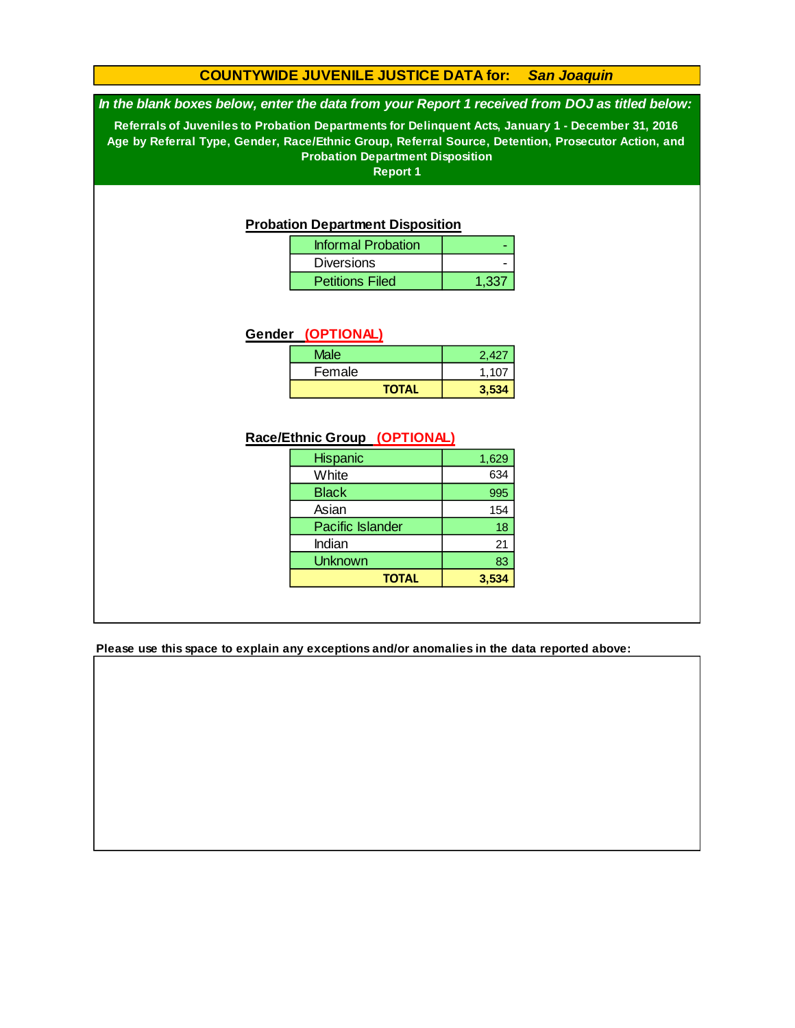# COUNTYWIDE JUVENILE JUSTICE DATA for: *San Joaquin*

*In the blank boxes below, enter the data from your Report 1 received from DOJ as titled below:*

**Referrals of Juveniles to Probation Departments for Delinquent Acts, January 1 - December 31, 2016**
**Age by Referral Type, Gender, Race/Ethnic Group, Referral Source, Detention, Prosecutor Action, and Probation Department Disposition**
**Report 1**

## Probation Department Disposition

| Disposition | Count |
|---|---|
| Informal Probation | - |
| Diversions | - |
| Petitions Filed | 1,337 |

## Gender (OPTIONAL)

| Gender | Count |
|---|---|
| Male | 2,427 |
| Female | 1,107 |
| **TOTAL** | **3,534** |

## Race/Ethnic Group (OPTIONAL)

| Race/Ethnic Group | Count |
|---|---|
| Hispanic | 1,629 |
| White | 634 |
| Black | 995 |
| Asian | 154 |
| Pacific Islander | 18 |
| Indian | 21 |
| Unknown | 83 |
| **TOTAL** | **3,534** |

**Please use this space to explain any exceptions and/or anomalies in the data reported above:**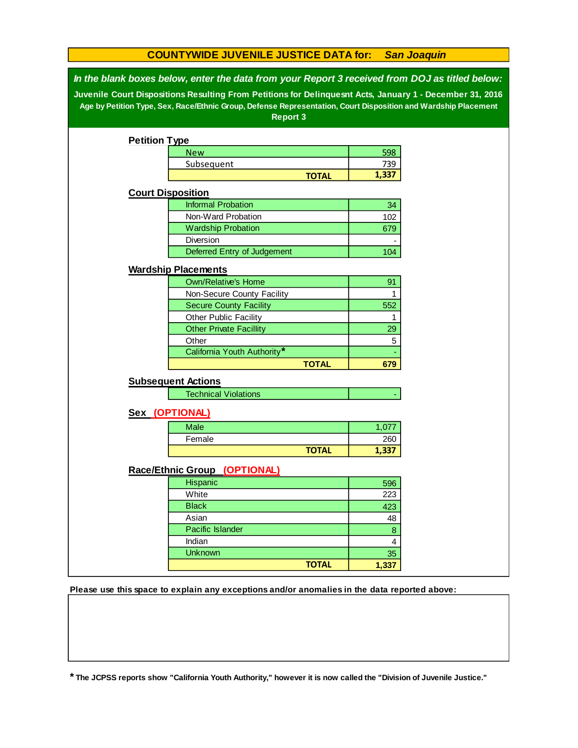## COUNTYWIDE JUVENILE JUSTICE DATA for: *San Joaquin*

***In the blank boxes below, enter the data from your Report 3 received from DOJ as titled below:***

**Juvenile Court Dispositions Resulting From Petitions for Delinquesnt Acts, January 1 - December 31, 2016**

**Age by Petition Type, Sex, Race/Ethnic Group, Defense Representation, Court Disposition and Wardship Placement**

**Report 3**

### Petition Type

| | |
|---|---|
| New | 598 |
| Subsequent | 739 |
| **TOTAL** | **1,337** |

### Court Disposition

| | |
|---|---|
| Informal Probation | 34 |
| Non-Ward Probation | 102 |
| Wardship Probation | 679 |
| Diversion | - |
| Deferred Entry of Judgement | 104 |

### Wardship Placements

| | |
|---|---|
| Own/Relative's Home | 91 |
| Non-Secure County Facility | 1 |
| Secure County Facility | 552 |
| Other Public Facility | 1 |
| Other Private Facillity | 29 |
| Other | 5 |
| California Youth Authority* | - |
| **TOTAL** | **679** |

### Subsequent Actions

| | |
|---|---|
| Technical Violations | - |

### Sex (OPTIONAL)

| | |
|---|---|
| Male | 1,077 |
| Female | 260 |
| **TOTAL** | **1,337** |

### Race/Ethnic Group (OPTIONAL)

| | |
|---|---|
| Hispanic | 596 |
| White | 223 |
| Black | 423 |
| Asian | 48 |
| Pacific Islander | 8 |
| Indian | 4 |
| Unknown | 35 |
| **TOTAL** | **1,337** |

**Please use this space to explain any exceptions and/or anomalies in the data reported above:**

**\* The JCPSS reports show "California Youth Authority," however it is now called the "Division of Juvenile Justice."**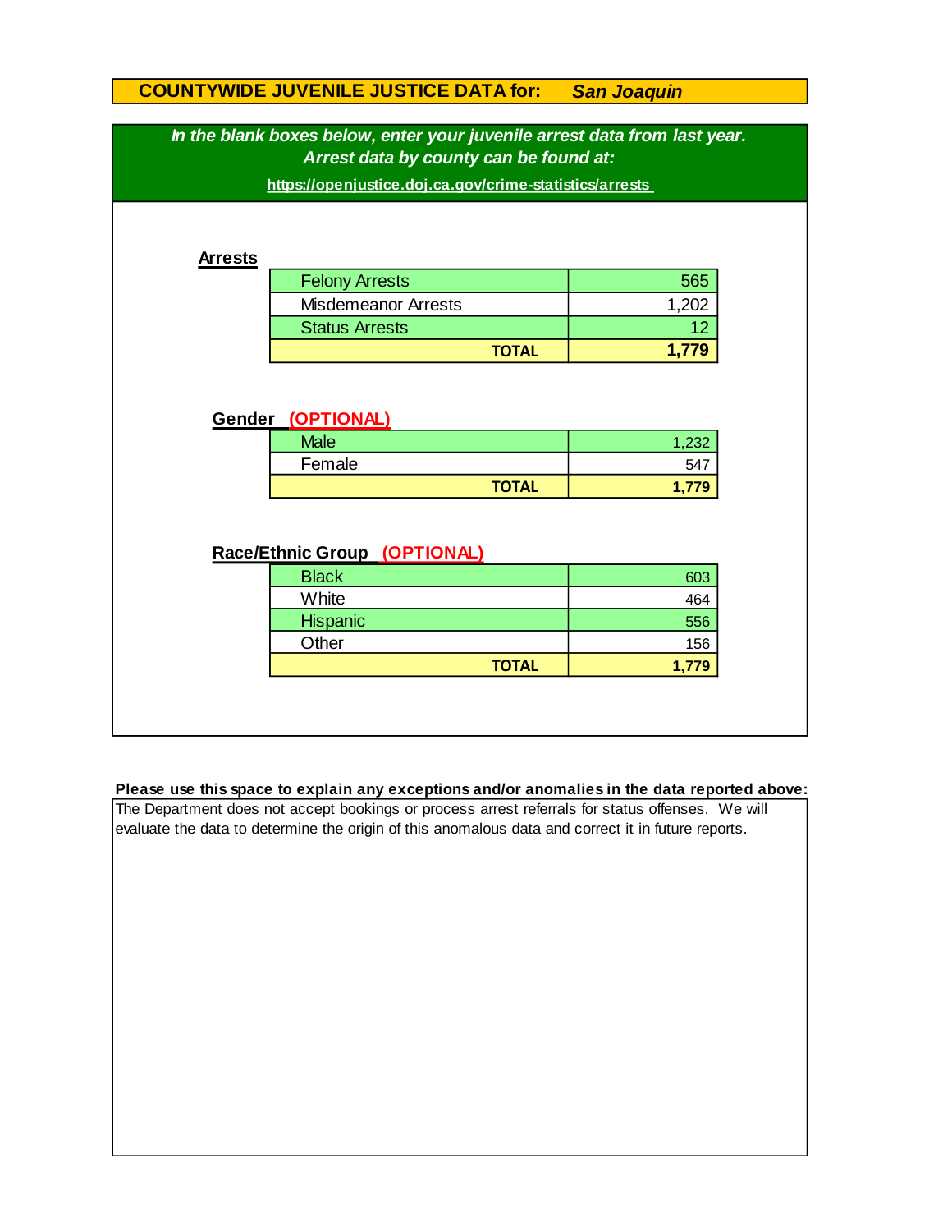# COUNTYWIDE JUVENILE JUSTICE DATA for: *San Joaquin*

***In the blank boxes below, enter your juvenile arrest data from last year.***
***Arrest data by county can be found at:***

https://openjustice.doj.ca.gov/crime-statistics/arrests

## Arrests

| | |
|---|---:|
| Felony Arrests | 565 |
| Misdemeanor Arrests | 1,202 |
| Status Arrests | 12 |
| **TOTAL** | **1,779** |

## Gender (OPTIONAL)

| | |
|---|---:|
| Male | 1,232 |
| Female | 547 |
| **TOTAL** | **1,779** |

## Race/Ethnic Group (OPTIONAL)

| | |
|---|---:|
| Black | 603 |
| White | 464 |
| Hispanic | 556 |
| Other | 156 |
| **TOTAL** | **1,779** |

**Please use this space to explain any exceptions and/or anomalies in the data reported above:**

The Department does not accept bookings or process arrest referrals for status offenses. We will evaluate the data to determine the origin of this anomalous data and correct it in future reports.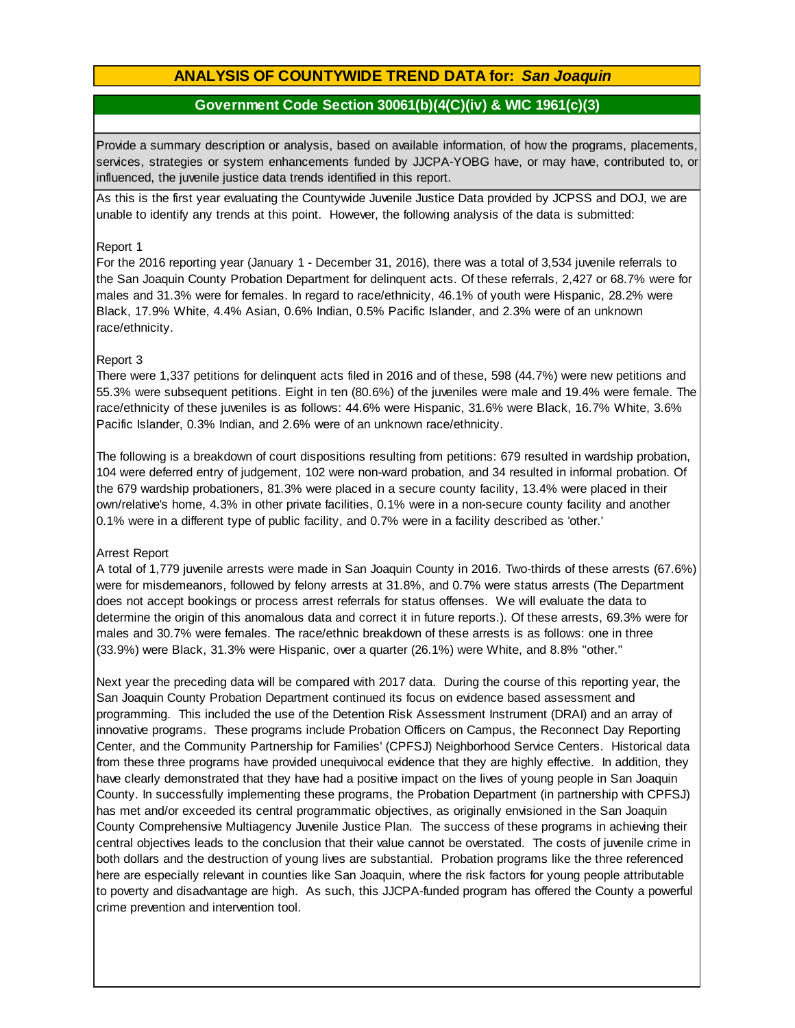# ANALYSIS OF COUNTYWIDE TREND DATA for: *San Joaquin*

## Government Code Section 30061(b)(4(C)(iv) & WIC 1961(c)(3)

Provide a summary description or analysis, based on available information, of how the programs, placements, services, strategies or system enhancements funded by JJCPA-YOBG have, or may have, contributed to, or influenced, the juvenile justice data trends identified in this report.

As this is the first year evaluating the Countywide Juvenile Justice Data provided by JCPSS and DOJ, we are unable to identify any trends at this point. However, the following analysis of the data is submitted:

Report 1

For the 2016 reporting year (January 1 - December 31, 2016), there was a total of 3,534 juvenile referrals to the San Joaquin County Probation Department for delinquent acts. Of these referrals, 2,427 or 68.7% were for males and 31.3% were for females. In regard to race/ethnicity, 46.1% of youth were Hispanic, 28.2% were Black, 17.9% White, 4.4% Asian, 0.6% Indian, 0.5% Pacific Islander, and 2.3% were of an unknown race/ethnicity.

Report 3

There were 1,337 petitions for delinquent acts filed in 2016 and of these, 598 (44.7%) were new petitions and 55.3% were subsequent petitions. Eight in ten (80.6%) of the juveniles were male and 19.4% were female. The race/ethnicity of these juveniles is as follows: 44.6% were Hispanic, 31.6% were Black, 16.7% White, 3.6% Pacific Islander, 0.3% Indian, and 2.6% were of an unknown race/ethnicity.

The following is a breakdown of court dispositions resulting from petitions: 679 resulted in wardship probation, 104 were deferred entry of judgement, 102 were non-ward probation, and 34 resulted in informal probation. Of the 679 wardship probationers, 81.3% were placed in a secure county facility, 13.4% were placed in their own/relative's home, 4.3% in other private facilities, 0.1% were in a non-secure county facility and another 0.1% were in a different type of public facility, and 0.7% were in a facility described as 'other.'

Arrest Report

A total of 1,779 juvenile arrests were made in San Joaquin County in 2016. Two-thirds of these arrests (67.6%) were for misdemeanors, followed by felony arrests at 31.8%, and 0.7% were status arrests (The Department does not accept bookings or process arrest referrals for status offenses. We will evaluate the data to determine the origin of this anomalous data and correct it in future reports.). Of these arrests, 69.3% were for males and 30.7% were females. The race/ethnic breakdown of these arrests is as follows: one in three (33.9%) were Black, 31.3% were Hispanic, over a quarter (26.1%) were White, and 8.8% "other."

Next year the preceding data will be compared with 2017 data. During the course of this reporting year, the San Joaquin County Probation Department continued its focus on evidence based assessment and programming. This included the use of the Detention Risk Assessment Instrument (DRAI) and an array of innovative programs. These programs include Probation Officers on Campus, the Reconnect Day Reporting Center, and the Community Partnership for Families' (CPFSJ) Neighborhood Service Centers. Historical data from these three programs have provided unequivocal evidence that they are highly effective. In addition, they have clearly demonstrated that they have had a positive impact on the lives of young people in San Joaquin County. In successfully implementing these programs, the Probation Department (in partnership with CPFSJ) has met and/or exceeded its central programmatic objectives, as originally envisioned in the San Joaquin County Comprehensive Multiagency Juvenile Justice Plan. The success of these programs in achieving their central objectives leads to the conclusion that their value cannot be overstated. The costs of juvenile crime in both dollars and the destruction of young lives are substantial. Probation programs like the three referenced here are especially relevant in counties like San Joaquin, where the risk factors for young people attributable to poverty and disadvantage are high. As such, this JJCPA-funded program has offered the County a powerful crime prevention and intervention tool.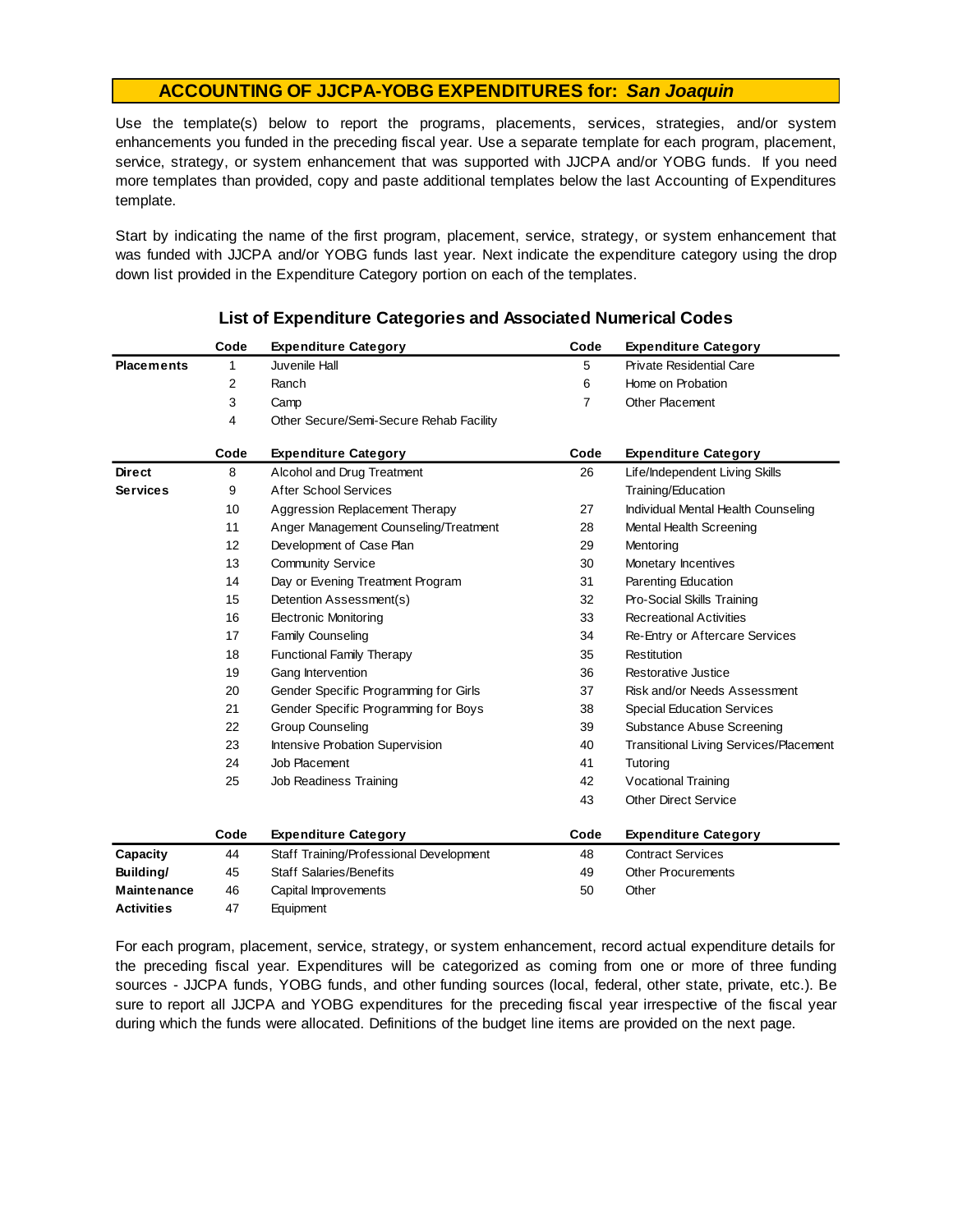# ACCOUNTING OF JJCPA-YOBG EXPENDITURES for: *San Joaquin*

Use the template(s) below to report the programs, placements, services, strategies, and/or system enhancements you funded in the preceding fiscal year. Use a separate template for each program, placement, service, strategy, or system enhancement that was supported with JJCPA and/or YOBG funds. If you need more templates than provided, copy and paste additional templates below the last Accounting of Expenditures template.

Start by indicating the name of the first program, placement, service, strategy, or system enhancement that was funded with JJCPA and/or YOBG funds last year. Next indicate the expenditure category using the drop down list provided in the Expenditure Category portion on each of the templates.

## List of Expenditure Categories and Associated Numerical Codes

| | Code | Expenditure Category | Code | Expenditure Category |
|---|---|---|---|---|
| **Placements** | 1 | Juvenile Hall | 5 | Private Residential Care |
| | 2 | Ranch | 6 | Home on Probation |
| | 3 | Camp | 7 | Other Placement |
| | 4 | Other Secure/Semi-Secure Rehab Facility | | |

| | Code | Expenditure Category | Code | Expenditure Category |
|---|---|---|---|---|
| **Direct Services** | 8 | Alcohol and Drug Treatment | 26 | Life/Independent Living Skills Training/Education |
| | 9 | After School Services | | |
| | 10 | Aggression Replacement Therapy | 27 | Individual Mental Health Counseling |
| | 11 | Anger Management Counseling/Treatment | 28 | Mental Health Screening |
| | 12 | Development of Case Plan | 29 | Mentoring |
| | 13 | Community Service | 30 | Monetary Incentives |
| | 14 | Day or Evening Treatment Program | 31 | Parenting Education |
| | 15 | Detention Assessment(s) | 32 | Pro-Social Skills Training |
| | 16 | Electronic Monitoring | 33 | Recreational Activities |
| | 17 | Family Counseling | 34 | Re-Entry or Aftercare Services |
| | 18 | Functional Family Therapy | 35 | Restitution |
| | 19 | Gang Intervention | 36 | Restorative Justice |
| | 20 | Gender Specific Programming for Girls | 37 | Risk and/or Needs Assessment |
| | 21 | Gender Specific Programming for Boys | 38 | Special Education Services |
| | 22 | Group Counseling | 39 | Substance Abuse Screening |
| | 23 | Intensive Probation Supervision | 40 | Transitional Living Services/Placement |
| | 24 | Job Placement | 41 | Tutoring |
| | 25 | Job Readiness Training | 42 | Vocational Training |
| | | | 43 | Other Direct Service |

| | Code | Expenditure Category | Code | Expenditure Category |
|---|---|---|---|---|
| **Capacity Building/ Maintenance Activities** | 44 | Staff Training/Professional Development | 48 | Contract Services |
| | 45 | Staff Salaries/Benefits | 49 | Other Procurements |
| | 46 | Capital Improvements | 50 | Other |
| | 47 | Equipment | | |

For each program, placement, service, strategy, or system enhancement, record actual expenditure details for the preceding fiscal year. Expenditures will be categorized as coming from one or more of three funding sources - JJCPA funds, YOBG funds, and other funding sources (local, federal, other state, private, etc.). Be sure to report all JJCPA and YOBG expenditures for the preceding fiscal year irrespective of the fiscal year during which the funds were allocated. Definitions of the budget line items are provided on the next page.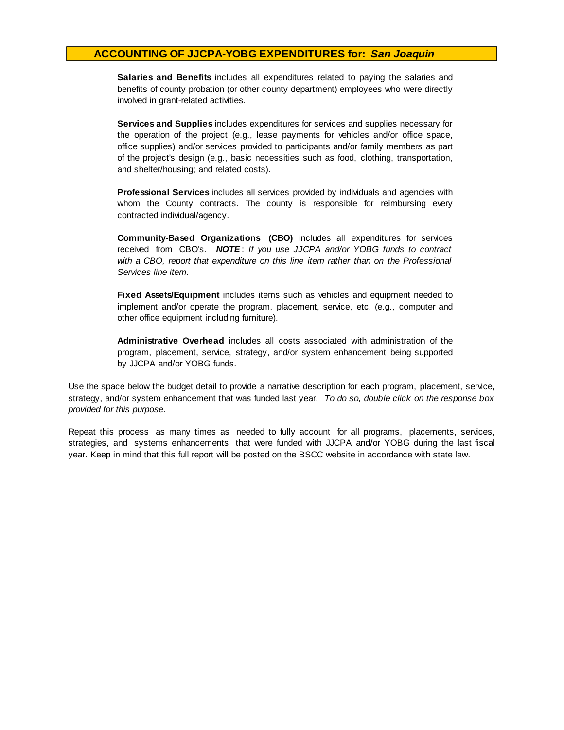## ACCOUNTING OF JJCPA-YOBG EXPENDITURES for: *San Joaquin*

**Salaries and Benefits** includes all expenditures related to paying the salaries and benefits of county probation (or other county department) employees who were directly involved in grant-related activities.

**Services and Supplies** includes expenditures for services and supplies necessary for the operation of the project (e.g., lease payments for vehicles and/or office space, office supplies) and/or services provided to participants and/or family members as part of the project's design (e.g., basic necessities such as food, clothing, transportation, and shelter/housing; and related costs).

**Professional Services** includes all services provided by individuals and agencies with whom the County contracts. The county is responsible for reimbursing every contracted individual/agency.

**Community-Based Organizations (CBO)** includes all expenditures for services received from CBO's. ***NOTE***: *If you use JJCPA and/or YOBG funds to contract with a CBO, report that expenditure on this line item rather than on the Professional Services line item.*

**Fixed Assets/Equipment** includes items such as vehicles and equipment needed to implement and/or operate the program, placement, service, etc. (e.g., computer and other office equipment including furniture).

**Administrative Overhead** includes all costs associated with administration of the program, placement, service, strategy, and/or system enhancement being supported by JJCPA and/or YOBG funds.

Use the space below the budget detail to provide a narrative description for each program, placement, service, strategy, and/or system enhancement that was funded last year. *To do so, double click on the response box provided for this purpose.*

Repeat this process as many times as needed to fully account for all programs, placements, services, strategies, and systems enhancements that were funded with JJCPA and/or YOBG during the last fiscal year. Keep in mind that this full report will be posted on the BSCC website in accordance with state law.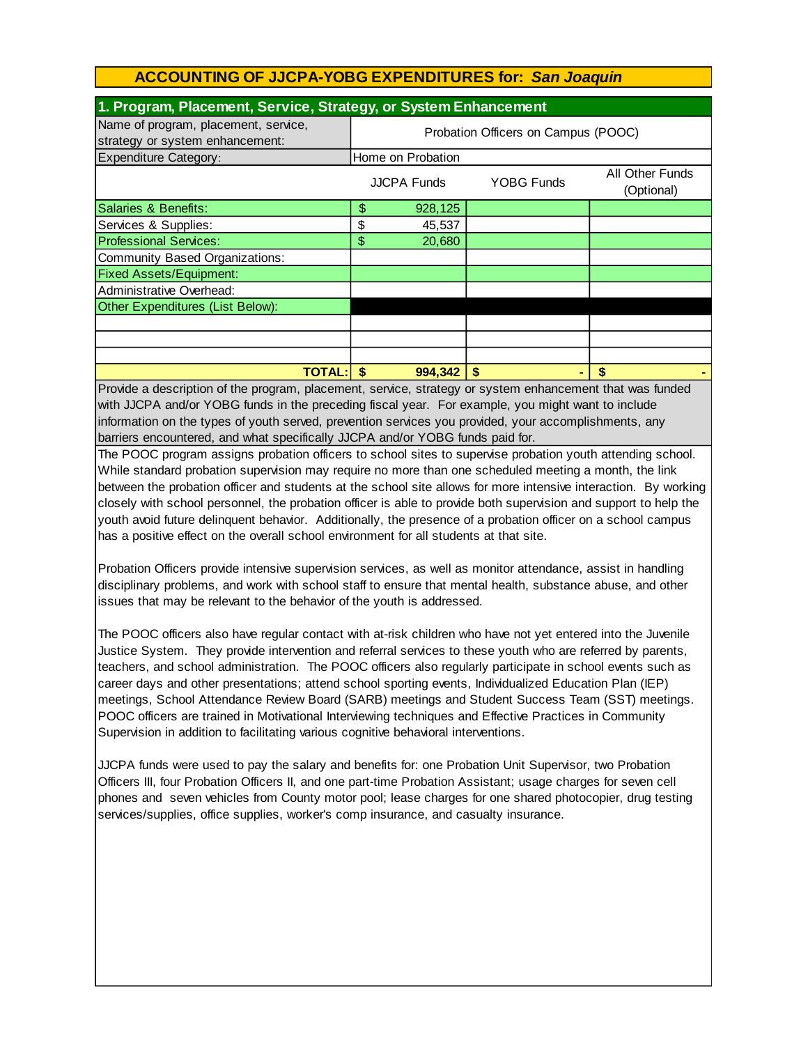# ACCOUNTING OF JJCPA-YOBG EXPENDITURES for: *San Joaquin*

## 1. Program, Placement, Service, Strategy, or System Enhancement

| Name of program, placement, service, strategy or system enhancement: | Probation Officers on Campus (POOC) | | |
|---|---|---|---|
| Expenditure Category: | Home on Probation | | |
| | JJCPA Funds | YOBG Funds | All Other Funds (Optional) |
| Salaries & Benefits: | $ 928,125 | | |
| Services & Supplies: | $ 45,537 | | |
| Professional Services: | $ 20,680 | | |
| Community Based Organizations: | | | |
| Fixed Assets/Equipment: | | | |
| Administrative Overhead: | | | |
| Other Expenditures (List Below): | | | |
| | | | |
| | | | |
| | | | |
| **TOTAL:** | **$ 994,342** | **$ -** | **$ -** |

Provide a description of the program, placement, service, strategy or system enhancement that was funded with JJCPA and/or YOBG funds in the preceding fiscal year. For example, you might want to include information on the types of youth served, prevention services you provided, your accomplishments, any barriers encountered, and what specifically JJCPA and/or YOBG funds paid for.

The POOC program assigns probation officers to school sites to supervise probation youth attending school. While standard probation supervision may require no more than one scheduled meeting a month, the link between the probation officer and students at the school site allows for more intensive interaction. By working closely with school personnel, the probation officer is able to provide both supervision and support to help the youth avoid future delinquent behavior. Additionally, the presence of a probation officer on a school campus has a positive effect on the overall school environment for all students at that site.

Probation Officers provide intensive supervision services, as well as monitor attendance, assist in handling disciplinary problems, and work with school staff to ensure that mental health, substance abuse, and other issues that may be relevant to the behavior of the youth is addressed.

The POOC officers also have regular contact with at-risk children who have not yet entered into the Juvenile Justice System. They provide intervention and referral services to these youth who are referred by parents, teachers, and school administration. The POOC officers also regularly participate in school events such as career days and other presentations; attend school sporting events, Individualized Education Plan (IEP) meetings, School Attendance Review Board (SARB) meetings and Student Success Team (SST) meetings. POOC officers are trained in Motivational Interviewing techniques and Effective Practices in Community Supervision in addition to facilitating various cognitive behavioral interventions.

JJCPA funds were used to pay the salary and benefits for: one Probation Unit Supervisor, two Probation Officers III, four Probation Officers II, and one part-time Probation Assistant; usage charges for seven cell phones and seven vehicles from County motor pool; lease charges for one shared photocopier, drug testing services/supplies, office supplies, worker's comp insurance, and casualty insurance.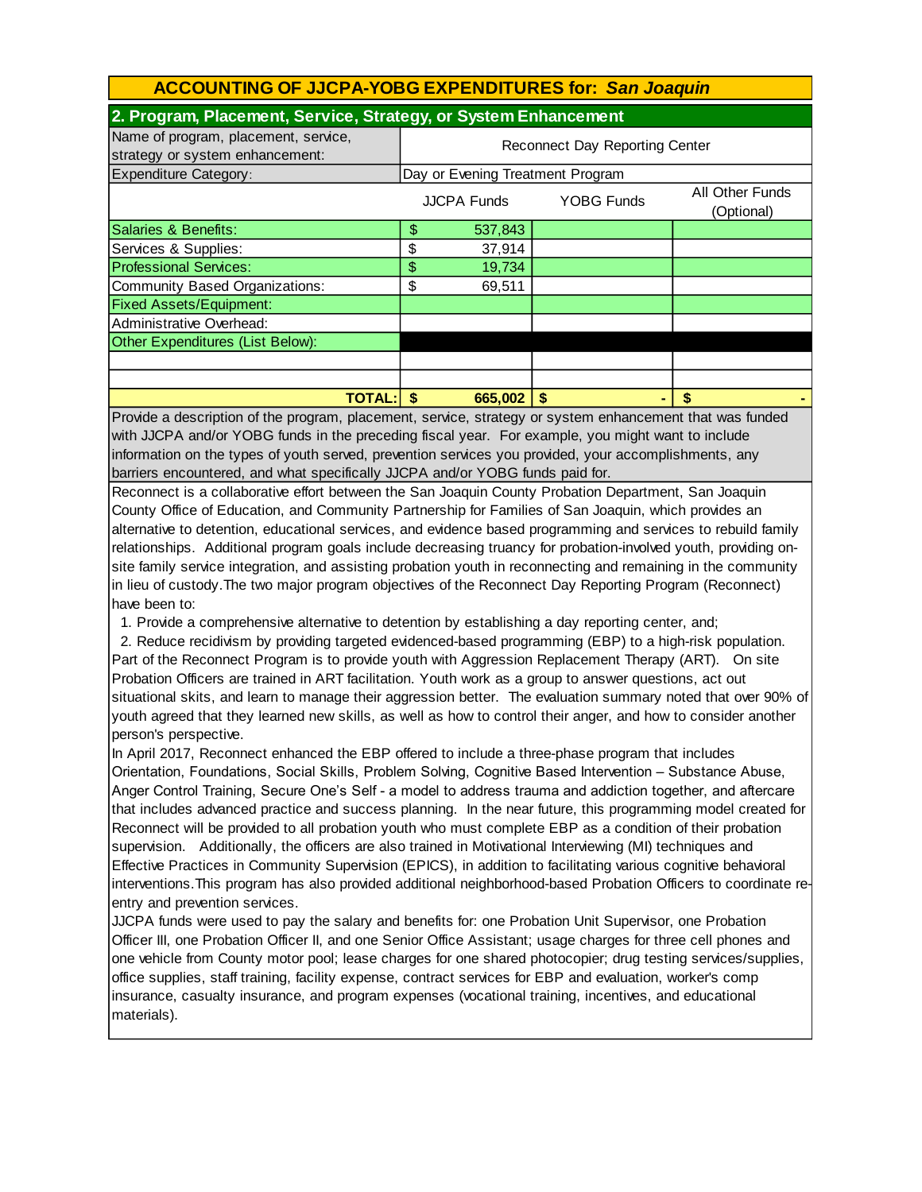## ACCOUNTING OF JJCPA-YOBG EXPENDITURES for: *San Joaquin*

### 2. Program, Placement, Service, Strategy, or System Enhancement

| Name of program, placement, service, strategy or system enhancement: | Reconnect Day Reporting Center | | |
|---|---|---|---|
| Expenditure Category: | Day or Evening Treatment Program | | |
| | JJCPA Funds | YOBG Funds | All Other Funds (Optional) |
| Salaries & Benefits: | $ 537,843 | | |
| Services & Supplies: | $ 37,914 | | |
| Professional Services: | $ 19,734 | | |
| Community Based Organizations: | $ 69,511 | | |
| Fixed Assets/Equipment: | | | |
| Administrative Overhead: | | | |
| Other Expenditures (List Below): | | | |
| | | | |
| | | | |
| **TOTAL:** | **$ 665,002** | **$ -** | **$ -** |

Provide a description of the program, placement, service, strategy or system enhancement that was funded with JJCPA and/or YOBG funds in the preceding fiscal year. For example, you might want to include information on the types of youth served, prevention services you provided, your accomplishments, any barriers encountered, and what specifically JJCPA and/or YOBG funds paid for.

Reconnect is a collaborative effort between the San Joaquin County Probation Department, San Joaquin County Office of Education, and Community Partnership for Families of San Joaquin, which provides an alternative to detention, educational services, and evidence based programming and services to rebuild family relationships. Additional program goals include decreasing truancy for probation-involved youth, providing on-site family service integration, and assisting probation youth in reconnecting and remaining in the community in lieu of custody.The two major program objectives of the Reconnect Day Reporting Program (Reconnect) have been to:

1. Provide a comprehensive alternative to detention by establishing a day reporting center, and;
2. Reduce recidivism by providing targeted evidenced-based programming (EBP) to a high-risk population.

Part of the Reconnect Program is to provide youth with Aggression Replacement Therapy (ART). On site Probation Officers are trained in ART facilitation. Youth work as a group to answer questions, act out situational skits, and learn to manage their aggression better. The evaluation summary noted that over 90% of youth agreed that they learned new skills, as well as how to control their anger, and how to consider another person's perspective.

In April 2017, Reconnect enhanced the EBP offered to include a three-phase program that includes Orientation, Foundations, Social Skills, Problem Solving, Cognitive Based Intervention – Substance Abuse, Anger Control Training, Secure One's Self - a model to address trauma and addiction together, and aftercare that includes advanced practice and success planning. In the near future, this programming model created for Reconnect will be provided to all probation youth who must complete EBP as a condition of their probation supervision. Additionally, the officers are also trained in Motivational Interviewing (MI) techniques and Effective Practices in Community Supervision (EPICS), in addition to facilitating various cognitive behavioral interventions.This program has also provided additional neighborhood-based Probation Officers to coordinate re-entry and prevention services.

JJCPA funds were used to pay the salary and benefits for: one Probation Unit Supervisor, one Probation Officer III, one Probation Officer II, and one Senior Office Assistant; usage charges for three cell phones and one vehicle from County motor pool; lease charges for one shared photocopier; drug testing services/supplies, office supplies, staff training, facility expense, contract services for EBP and evaluation, worker's comp insurance, casualty insurance, and program expenses (vocational training, incentives, and educational materials).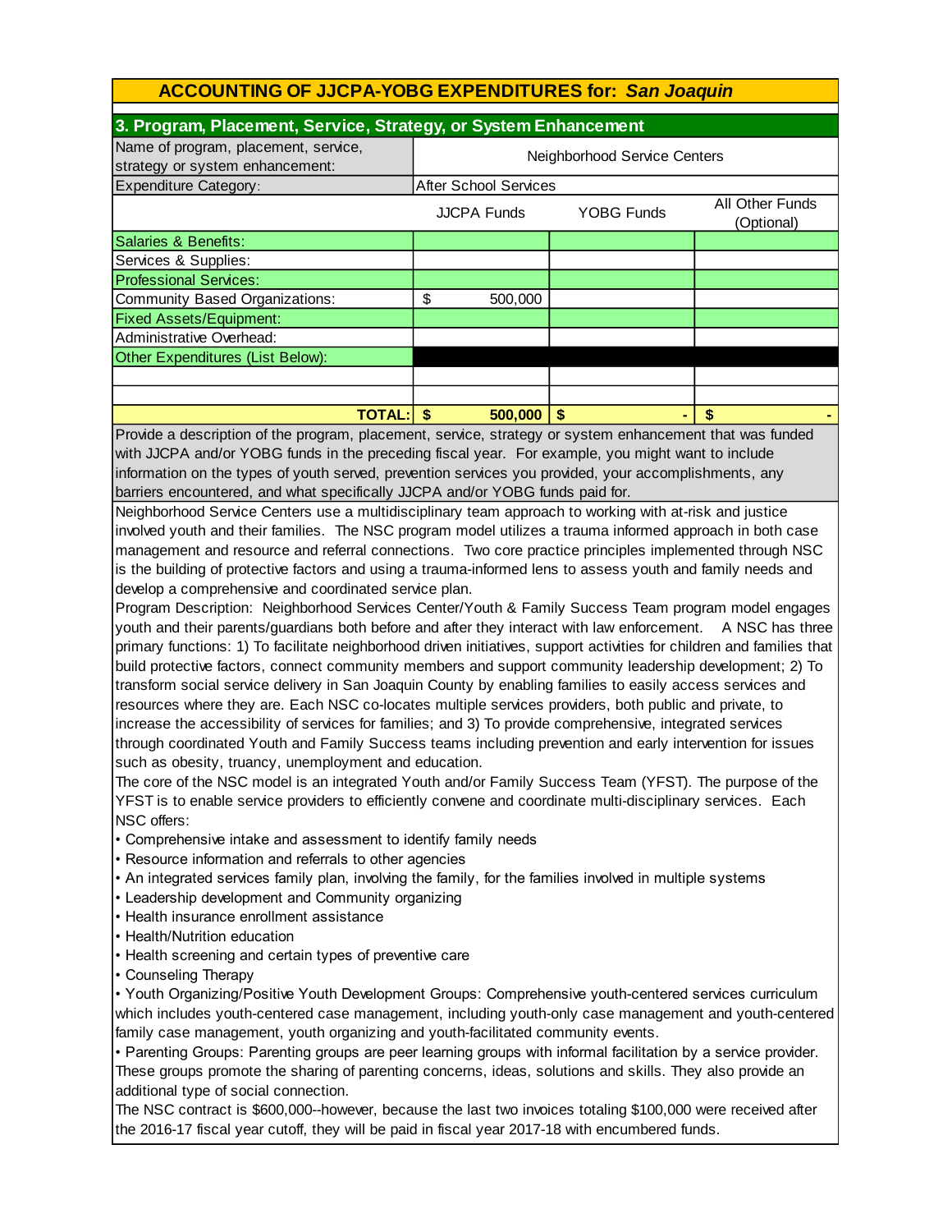## ACCOUNTING OF JJCPA-YOBG EXPENDITURES for: *San Joaquin*

### 3. Program, Placement, Service, Strategy, or System Enhancement

| Name of program, placement, service, strategy or system enhancement: | Neighborhood Service Centers | | |
|---|---|---|---|
| Expenditure Category: | After School Services | | |
| | JJCPA Funds | YOBG Funds | All Other Funds (Optional) |
| Salaries & Benefits: | | | |
| Services & Supplies: | | | |
| Professional Services: | | | |
| Community Based Organizations: | $ 500,000 | | |
| Fixed Assets/Equipment: | | | |
| Administrative Overhead: | | | |
| Other Expenditures (List Below): | | | |
| | | | |
| | | | |
| **TOTAL:** | **$ 500,000** | **$ -** | **$ -** |

Provide a description of the program, placement, service, strategy or system enhancement that was funded with JJCPA and/or YOBG funds in the preceding fiscal year. For example, you might want to include information on the types of youth served, prevention services you provided, your accomplishments, any barriers encountered, and what specifically JJCPA and/or YOBG funds paid for.

Neighborhood Service Centers use a multidisciplinary team approach to working with at-risk and justice involved youth and their families. The NSC program model utilizes a trauma informed approach in both case management and resource and referral connections. Two core practice principles implemented through NSC is the building of protective factors and using a trauma-informed lens to assess youth and family needs and develop a comprehensive and coordinated service plan.

Program Description: Neighborhood Services Center/Youth & Family Success Team program model engages youth and their parents/guardians both before and after they interact with law enforcement. A NSC has three primary functions: 1) To facilitate neighborhood driven initiatives, support activities for children and families that build protective factors, connect community members and support community leadership development; 2) To transform social service delivery in San Joaquin County by enabling families to easily access services and resources where they are. Each NSC co-locates multiple services providers, both public and private, to increase the accessibility of services for families; and 3) To provide comprehensive, integrated services through coordinated Youth and Family Success teams including prevention and early intervention for issues such as obesity, truancy, unemployment and education.

The core of the NSC model is an integrated Youth and/or Family Success Team (YFST). The purpose of the YFST is to enable service providers to efficiently convene and coordinate multi-disciplinary services. Each NSC offers:

- Comprehensive intake and assessment to identify family needs
- Resource information and referrals to other agencies
- An integrated services family plan, involving the family, for the families involved in multiple systems
- Leadership development and Community organizing
- Health insurance enrollment assistance
- Health/Nutrition education
- Health screening and certain types of preventive care
- Counseling Therapy
- Youth Organizing/Positive Youth Development Groups: Comprehensive youth-centered services curriculum which includes youth-centered case management, including youth-only case management and youth-centered family case management, youth organizing and youth-facilitated community events.
- Parenting Groups: Parenting groups are peer learning groups with informal facilitation by a service provider. These groups promote the sharing of parenting concerns, ideas, solutions and skills. They also provide an additional type of social connection.

The NSC contract is $600,000--however, because the last two invoices totaling $100,000 were received after the 2016-17 fiscal year cutoff, they will be paid in fiscal year 2017-18 with encumbered funds.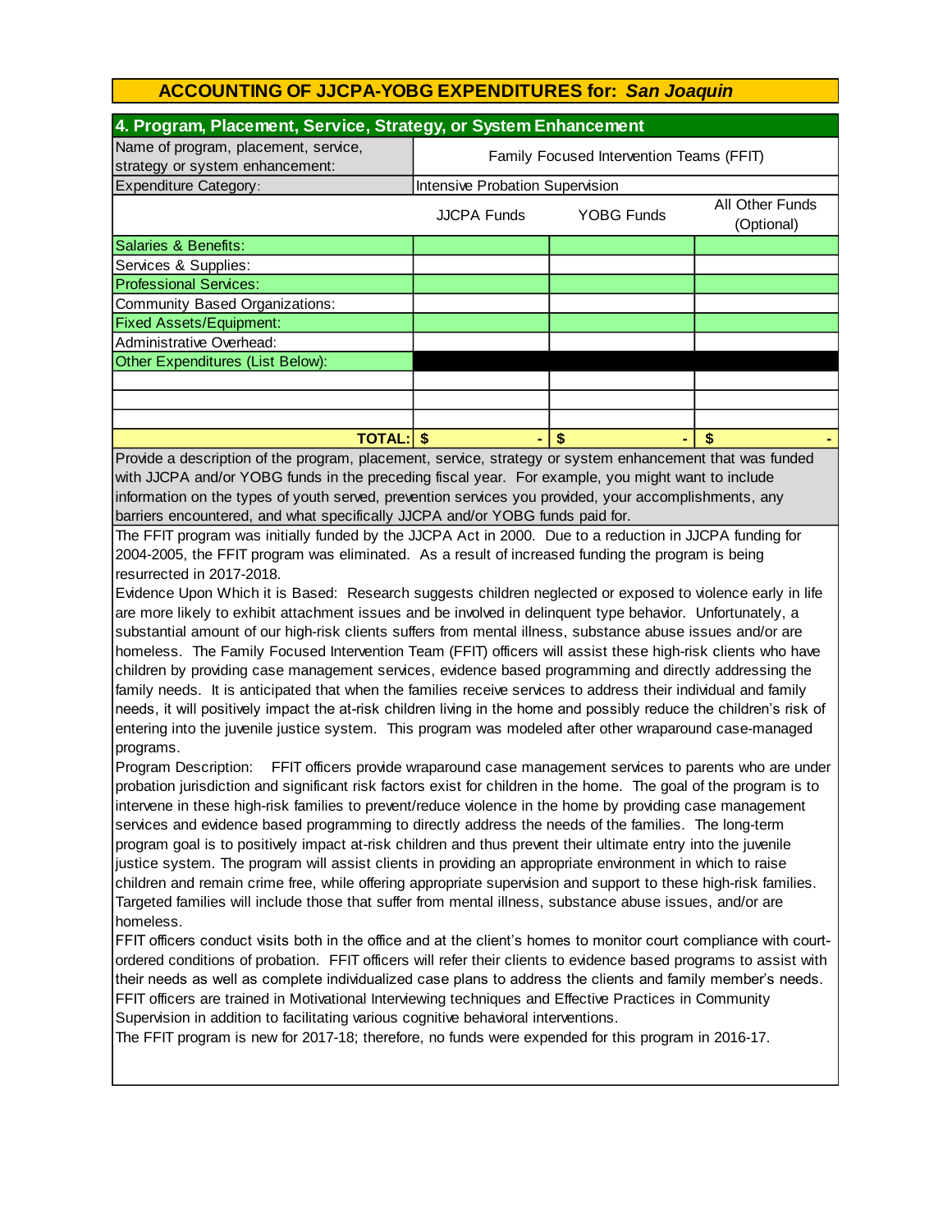## ACCOUNTING OF JJCPA-YOBG EXPENDITURES for: *San Joaquin*

### 4. Program, Placement, Service, Strategy, or System Enhancement

| Name of program, placement, service, strategy or system enhancement: | Family Focused Intervention Teams (FFIT) | | |
|---|---|---|---|
| Expenditure Category: | Intensive Probation Supervision | | |
| | JJCPA Funds | YOBG Funds | All Other Funds (Optional) |
| Salaries & Benefits: | | | |
| Services & Supplies: | | | |
| Professional Services: | | | |
| Community Based Organizations: | | | |
| Fixed Assets/Equipment: | | | |
| Administrative Overhead: | | | |
| Other Expenditures (List Below): | | | |
| | | | |
| | | | |
| | | | |
| **TOTAL:** | **$ -** | **$ -** | **$ -** |

Provide a description of the program, placement, service, strategy or system enhancement that was funded with JJCPA and/or YOBG funds in the preceding fiscal year. For example, you might want to include information on the types of youth served, prevention services you provided, your accomplishments, any barriers encountered, and what specifically JJCPA and/or YOBG funds paid for.

The FFIT program was initially funded by the JJCPA Act in 2000. Due to a reduction in JJCPA funding for 2004-2005, the FFIT program was eliminated. As a result of increased funding the program is being resurrected in 2017-2018.

Evidence Upon Which it is Based: Research suggests children neglected or exposed to violence early in life are more likely to exhibit attachment issues and be involved in delinquent type behavior. Unfortunately, a substantial amount of our high-risk clients suffers from mental illness, substance abuse issues and/or are homeless. The Family Focused Intervention Team (FFIT) officers will assist these high-risk clients who have children by providing case management services, evidence based programming and directly addressing the family needs. It is anticipated that when the families receive services to address their individual and family needs, it will positively impact the at-risk children living in the home and possibly reduce the children's risk of entering into the juvenile justice system. This program was modeled after other wraparound case-managed programs.

Program Description: FFIT officers provide wraparound case management services to parents who are under probation jurisdiction and significant risk factors exist for children in the home. The goal of the program is to intervene in these high-risk families to prevent/reduce violence in the home by providing case management services and evidence based programming to directly address the needs of the families. The long-term program goal is to positively impact at-risk children and thus prevent their ultimate entry into the juvenile justice system. The program will assist clients in providing an appropriate environment in which to raise children and remain crime free, while offering appropriate supervision and support to these high-risk families. Targeted families will include those that suffer from mental illness, substance abuse issues, and/or are homeless.

FFIT officers conduct visits both in the office and at the client's homes to monitor court compliance with court-ordered conditions of probation. FFIT officers will refer their clients to evidence based programs to assist with their needs as well as complete individualized case plans to address the clients and family member's needs. FFIT officers are trained in Motivational Interviewing techniques and Effective Practices in Community Supervision in addition to facilitating various cognitive behavioral interventions.

The FFIT program is new for 2017-18; therefore, no funds were expended for this program in 2016-17.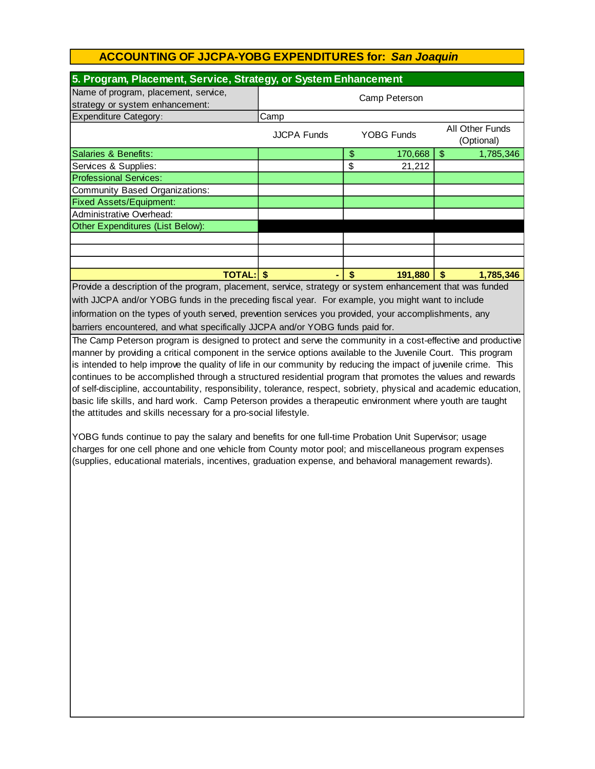## ACCOUNTING OF JJCPA-YOBG EXPENDITURES for: *San Joaquin*

### 5. Program, Placement, Service, Strategy, or System Enhancement

| Name of program, placement, service, strategy or system enhancement: | Camp Peterson | | |
|---|---|---|---|
| Expenditure Category: | Camp | | |
| | JJCPA Funds | YOBG Funds | All Other Funds (Optional) |
| Salaries & Benefits: | | $ 170,668 | $ 1,785,346 |
| Services & Supplies: | | $ 21,212 | |
| Professional Services: | | | |
| Community Based Organizations: | | | |
| Fixed Assets/Equipment: | | | |
| Administrative Overhead: | | | |
| Other Expenditures (List Below): | | | |
| | | | |
| | | | |
| | | | |
| **TOTAL:** | **$ -** | **$ 191,880** | **$ 1,785,346** |

Provide a description of the program, placement, service, strategy or system enhancement that was funded with JJCPA and/or YOBG funds in the preceding fiscal year. For example, you might want to include information on the types of youth served, prevention services you provided, your accomplishments, any barriers encountered, and what specifically JJCPA and/or YOBG funds paid for.

The Camp Peterson program is designed to protect and serve the community in a cost-effective and productive manner by providing a critical component in the service options available to the Juvenile Court. This program is intended to help improve the quality of life in our community by reducing the impact of juvenile crime. This continues to be accomplished through a structured residential program that promotes the values and rewards of self-discipline, accountability, responsibility, tolerance, respect, sobriety, physical and academic education, basic life skills, and hard work. Camp Peterson provides a therapeutic environment where youth are taught the attitudes and skills necessary for a pro-social lifestyle.

YOBG funds continue to pay the salary and benefits for one full-time Probation Unit Supervisor; usage charges for one cell phone and one vehicle from County motor pool; and miscellaneous program expenses (supplies, educational materials, incentives, graduation expense, and behavioral management rewards).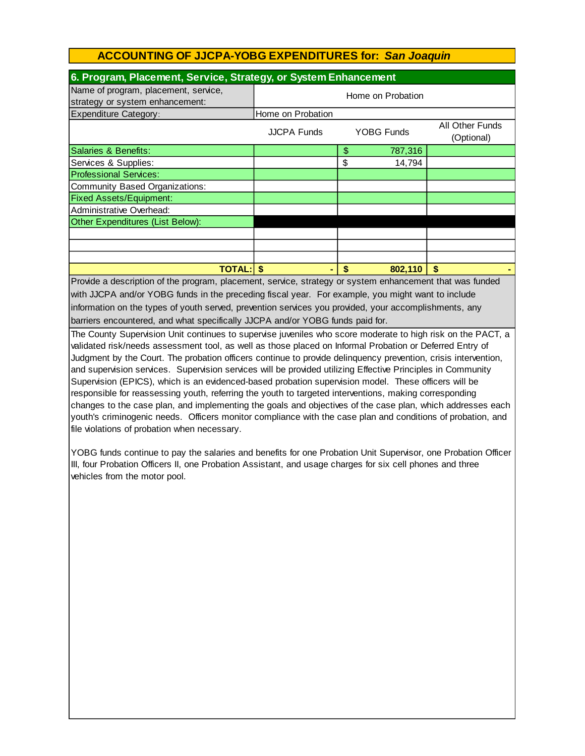# ACCOUNTING OF JJCPA-YOBG EXPENDITURES for: *San Joaquin*

## 6. Program, Placement, Service, Strategy, or System Enhancement

| Name of program, placement, service, strategy or system enhancement: | Home on Probation | | |
|---|---|---|---|
| Expenditure Category: | Home on Probation | | |
| | JJCPA Funds | YOBG Funds | All Other Funds (Optional) |
| Salaries & Benefits: | | $ 787,316 | |
| Services & Supplies: | | $ 14,794 | |
| Professional Services: | | | |
| Community Based Organizations: | | | |
| Fixed Assets/Equipment: | | | |
| Administrative Overhead: | | | |
| Other Expenditures (List Below): | | | |
| | | | |
| | | | |
| | | | |
| **TOTAL:** | **$ -** | **$ 802,110** | **$ -** |

Provide a description of the program, placement, service, strategy or system enhancement that was funded with JJCPA and/or YOBG funds in the preceding fiscal year. For example, you might want to include information on the types of youth served, prevention services you provided, your accomplishments, any barriers encountered, and what specifically JJCPA and/or YOBG funds paid for.

The County Supervision Unit continues to supervise juveniles who score moderate to high risk on the PACT, a validated risk/needs assessment tool, as well as those placed on Informal Probation or Deferred Entry of Judgment by the Court. The probation officers continue to provide delinquency prevention, crisis intervention, and supervision services. Supervision services will be provided utilizing Effective Principles in Community Supervision (EPICS), which is an evidenced-based probation supervision model. These officers will be responsible for reassessing youth, referring the youth to targeted interventions, making corresponding changes to the case plan, and implementing the goals and objectives of the case plan, which addresses each youth's criminogenic needs. Officers monitor compliance with the case plan and conditions of probation, and file violations of probation when necessary.

YOBG funds continue to pay the salaries and benefits for one Probation Unit Supervisor, one Probation Officer III, four Probation Officers II, one Probation Assistant, and usage charges for six cell phones and three vehicles from the motor pool.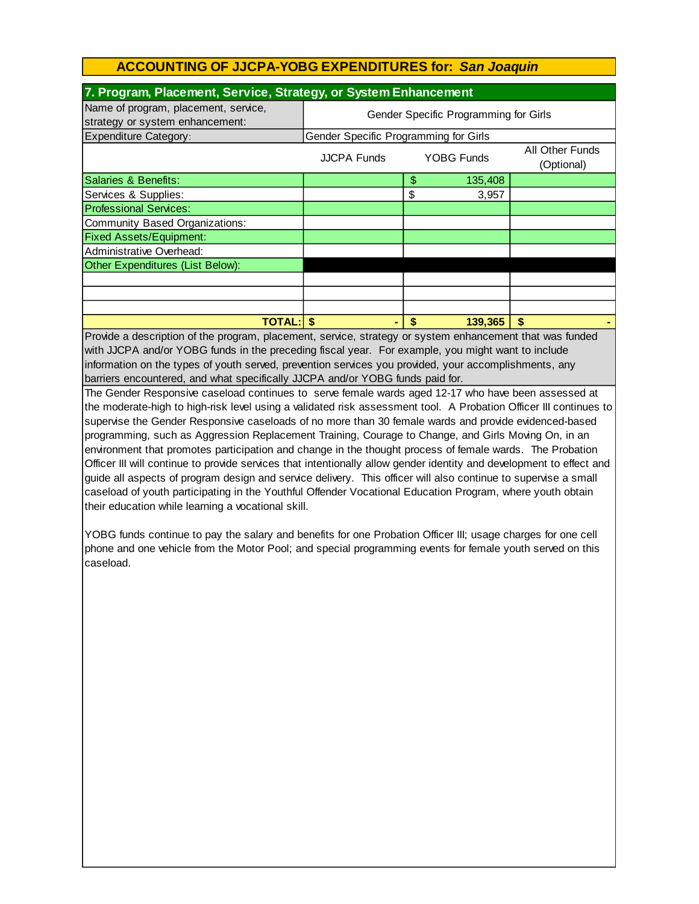# ACCOUNTING OF JJCPA-YOBG EXPENDITURES for: *San Joaquin*

## 7. Program, Placement, Service, Strategy, or System Enhancement

| Name of program, placement, service, strategy or system enhancement: | Gender Specific Programming for Girls | | |
|---|---|---|---|
| Expenditure Category: | Gender Specific Programming for Girls | | |
| | JJCPA Funds | YOBG Funds | All Other Funds (Optional) |
| Salaries & Benefits: | | $ 135,408 | |
| Services & Supplies: | | $ 3,957 | |
| Professional Services: | | | |
| Community Based Organizations: | | | |
| Fixed Assets/Equipment: | | | |
| Administrative Overhead: | | | |
| Other Expenditures (List Below): | | | |
| | | | |
| | | | |
| | | | |
| **TOTAL:** | **$ -** | **$ 139,365** | **$ -** |

Provide a description of the program, placement, service, strategy or system enhancement that was funded with JJCPA and/or YOBG funds in the preceding fiscal year. For example, you might want to include information on the types of youth served, prevention services you provided, your accomplishments, any barriers encountered, and what specifically JJCPA and/or YOBG funds paid for.

The Gender Responsive caseload continues to serve female wards aged 12-17 who have been assessed at the moderate-high to high-risk level using a validated risk assessment tool. A Probation Officer III continues to supervise the Gender Responsive caseloads of no more than 30 female wards and provide evidenced-based programming, such as Aggression Replacement Training, Courage to Change, and Girls Moving On, in an environment that promotes participation and change in the thought process of female wards. The Probation Officer III will continue to provide services that intentionally allow gender identity and development to effect and guide all aspects of program design and service delivery. This officer will also continue to supervise a small caseload of youth participating in the Youthful Offender Vocational Education Program, where youth obtain their education while learning a vocational skill.

YOBG funds continue to pay the salary and benefits for one Probation Officer III; usage charges for one cell phone and one vehicle from the Motor Pool; and special programming events for female youth served on this caseload.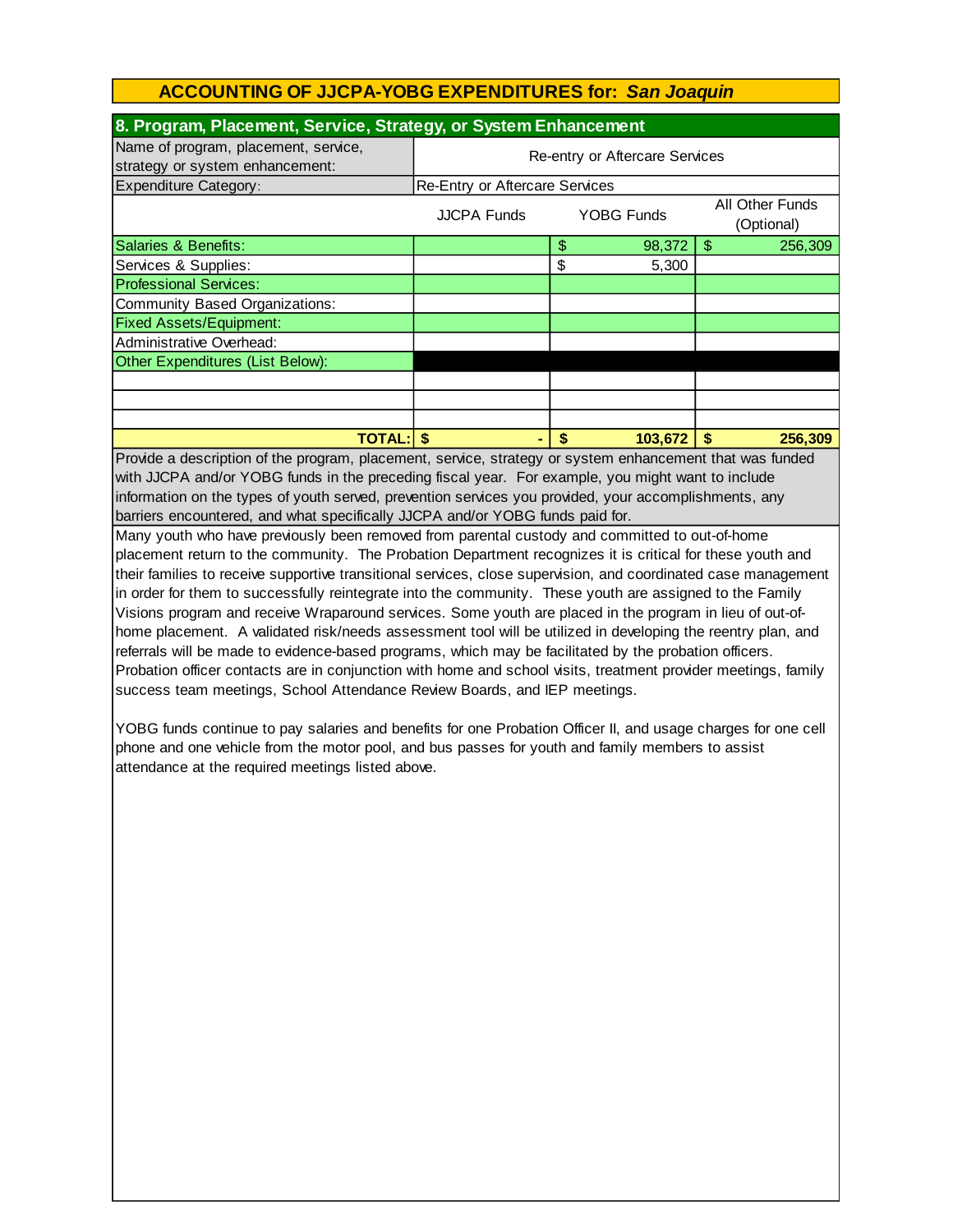## ACCOUNTING OF JJCPA-YOBG EXPENDITURES for: *San Joaquin*

### 8. Program, Placement, Service, Strategy, or System Enhancement

| Name of program, placement, service, strategy or system enhancement: | Re-entry or Aftercare Services | | |
|---|---|---|---|
| Expenditure Category: | Re-Entry or Aftercare Services | | |
| | JJCPA Funds | YOBG Funds | All Other Funds (Optional) |
| Salaries & Benefits: | | $ 98,372 | $ 256,309 |
| Services & Supplies: | | $ 5,300 | |
| Professional Services: | | | |
| Community Based Organizations: | | | |
| Fixed Assets/Equipment: | | | |
| Administrative Overhead: | | | |
| Other Expenditures (List Below): | | | |
| | | | |
| | | | |
| | | | |
| **TOTAL:** | **$ -** | **$ 103,672** | **$ 256,309** |

Provide a description of the program, placement, service, strategy or system enhancement that was funded with JJCPA and/or YOBG funds in the preceding fiscal year. For example, you might want to include information on the types of youth served, prevention services you provided, your accomplishments, any barriers encountered, and what specifically JJCPA and/or YOBG funds paid for.

Many youth who have previously been removed from parental custody and committed to out-of-home placement return to the community. The Probation Department recognizes it is critical for these youth and their families to receive supportive transitional services, close supervision, and coordinated case management in order for them to successfully reintegrate into the community. These youth are assigned to the Family Visions program and receive Wraparound services. Some youth are placed in the program in lieu of out-of-home placement. A validated risk/needs assessment tool will be utilized in developing the reentry plan, and referrals will be made to evidence-based programs, which may be facilitated by the probation officers. Probation officer contacts are in conjunction with home and school visits, treatment provider meetings, family success team meetings, School Attendance Review Boards, and IEP meetings.

YOBG funds continue to pay salaries and benefits for one Probation Officer II, and usage charges for one cell phone and one vehicle from the motor pool, and bus passes for youth and family members to assist attendance at the required meetings listed above.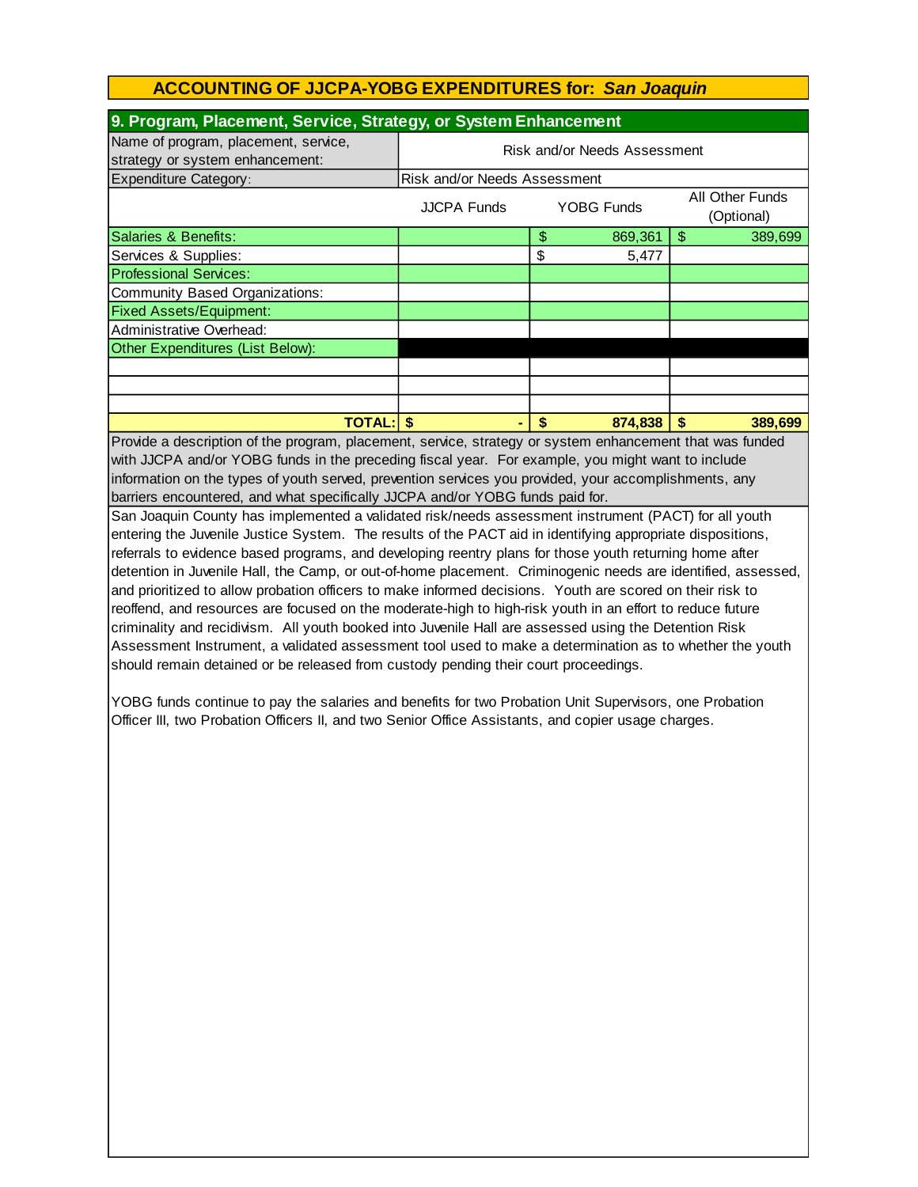# ACCOUNTING OF JJCPA-YOBG EXPENDITURES for: *San Joaquin*

## 9. Program, Placement, Service, Strategy, or System Enhancement

| Name of program, placement, service, strategy or system enhancement: | Risk and/or Needs Assessment | | |
|---|---|---|---|
| Expenditure Category: | Risk and/or Needs Assessment | | |
| | JJCPA Funds | YOBG Funds | All Other Funds (Optional) |
| Salaries & Benefits: | | $ 869,361 | $ 389,699 |
| Services & Supplies: | | $ 5,477 | |
| Professional Services: | | | |
| Community Based Organizations: | | | |
| Fixed Assets/Equipment: | | | |
| Administrative Overhead: | | | |
| Other Expenditures (List Below): | | | |
| | | | |
| | | | |
| | | | |
| **TOTAL:** | **$ -** | **$ 874,838** | **$ 389,699** |

Provide a description of the program, placement, service, strategy or system enhancement that was funded with JJCPA and/or YOBG funds in the preceding fiscal year. For example, you might want to include information on the types of youth served, prevention services you provided, your accomplishments, any barriers encountered, and what specifically JJCPA and/or YOBG funds paid for.

San Joaquin County has implemented a validated risk/needs assessment instrument (PACT) for all youth entering the Juvenile Justice System. The results of the PACT aid in identifying appropriate dispositions, referrals to evidence based programs, and developing reentry plans for those youth returning home after detention in Juvenile Hall, the Camp, or out-of-home placement. Criminogenic needs are identified, assessed, and prioritized to allow probation officers to make informed decisions. Youth are scored on their risk to reoffend, and resources are focused on the moderate-high to high-risk youth in an effort to reduce future criminality and recidivism. All youth booked into Juvenile Hall are assessed using the Detention Risk Assessment Instrument, a validated assessment tool used to make a determination as to whether the youth should remain detained or be released from custody pending their court proceedings.

YOBG funds continue to pay the salaries and benefits for two Probation Unit Supervisors, one Probation Officer III, two Probation Officers II, and two Senior Office Assistants, and copier usage charges.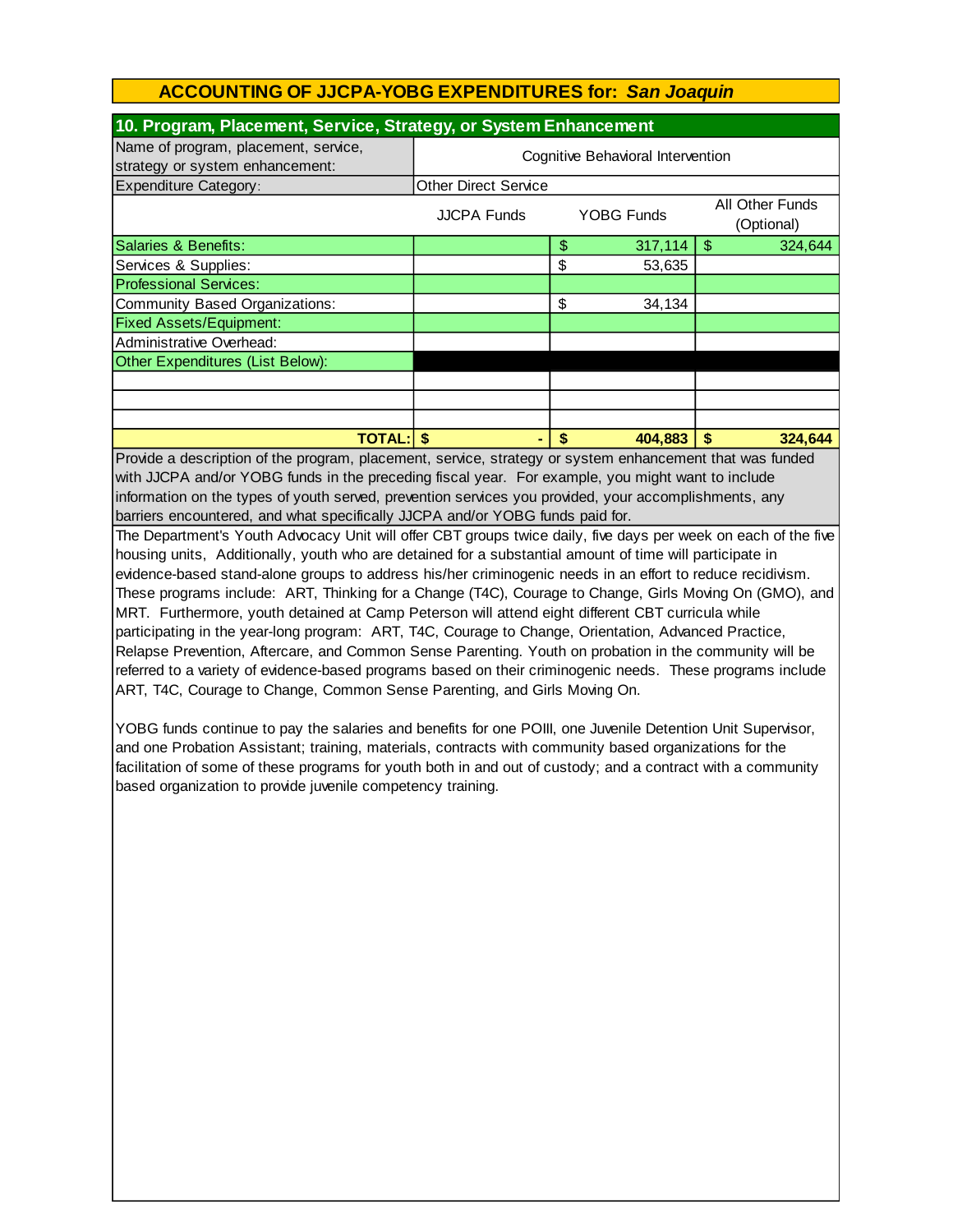# ACCOUNTING OF JJCPA-YOBG EXPENDITURES for: *San Joaquin*

## 10. Program, Placement, Service, Strategy, or System Enhancement

| Name of program, placement, service, strategy or system enhancement: | Cognitive Behavioral Intervention | | |
|---|---|---|---|
| Expenditure Category: | Other Direct Service | | |
| | JJCPA Funds | YOBG Funds | All Other Funds (Optional) |
| Salaries & Benefits: | | $ 317,114 | $ 324,644 |
| Services & Supplies: | | $ 53,635 | |
| Professional Services: | | | |
| Community Based Organizations: | | $ 34,134 | |
| Fixed Assets/Equipment: | | | |
| Administrative Overhead: | | | |
| Other Expenditures (List Below): | | | |
| | | | |
| | | | |
| | | | |
| **TOTAL:** | **$ -** | **$ 404,883** | **$ 324,644** |

Provide a description of the program, placement, service, strategy or system enhancement that was funded with JJCPA and/or YOBG funds in the preceding fiscal year. For example, you might want to include information on the types of youth served, prevention services you provided, your accomplishments, any barriers encountered, and what specifically JJCPA and/or YOBG funds paid for.

The Department's Youth Advocacy Unit will offer CBT groups twice daily, five days per week on each of the five housing units, Additionally, youth who are detained for a substantial amount of time will participate in evidence-based stand-alone groups to address his/her criminogenic needs in an effort to reduce recidivism. These programs include: ART, Thinking for a Change (T4C), Courage to Change, Girls Moving On (GMO), and MRT. Furthermore, youth detained at Camp Peterson will attend eight different CBT curricula while participating in the year-long program: ART, T4C, Courage to Change, Orientation, Advanced Practice, Relapse Prevention, Aftercare, and Common Sense Parenting. Youth on probation in the community will be referred to a variety of evidence-based programs based on their criminogenic needs. These programs include ART, T4C, Courage to Change, Common Sense Parenting, and Girls Moving On.

YOBG funds continue to pay the salaries and benefits for one POIII, one Juvenile Detention Unit Supervisor, and one Probation Assistant; training, materials, contracts with community based organizations for the facilitation of some of these programs for youth both in and out of custody; and a contract with a community based organization to provide juvenile competency training.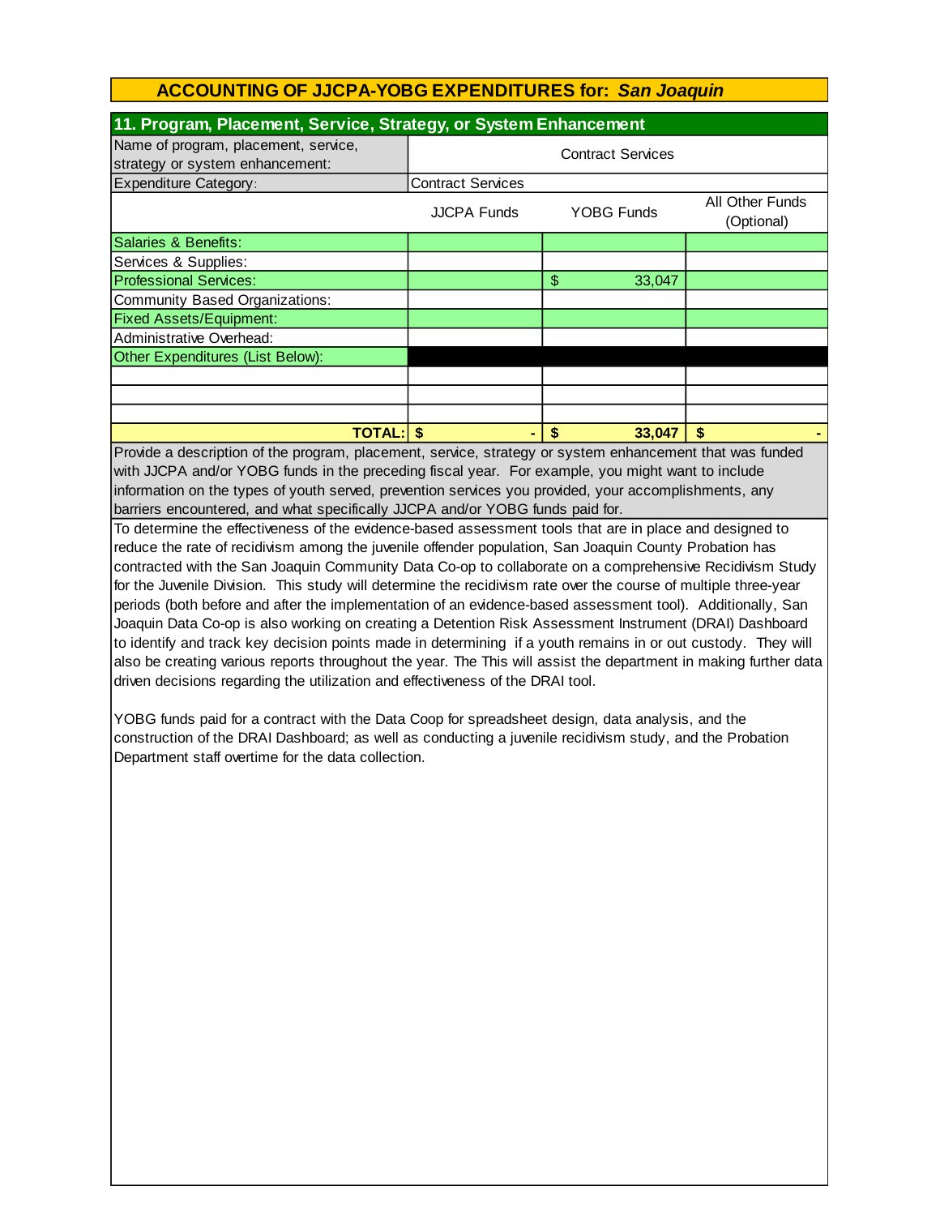## ACCOUNTING OF JJCPA-YOBG EXPENDITURES for: *San Joaquin*

### 11. Program, Placement, Service, Strategy, or System Enhancement

| Name of program, placement, service, strategy or system enhancement: | Contract Services | | |
|---|---|---|---|
| Expenditure Category: | Contract Services | | |
| | JJCPA Funds | YOBG Funds | All Other Funds (Optional) |
| Salaries & Benefits: | | | |
| Services & Supplies: | | | |
| Professional Services: | | $ 33,047 | |
| Community Based Organizations: | | | |
| Fixed Assets/Equipment: | | | |
| Administrative Overhead: | | | |
| Other Expenditures (List Below): | | | |
| | | | |
| | | | |
| | | | |
| **TOTAL:** | **$ -** | **$ 33,047** | **$ -** |

Provide a description of the program, placement, service, strategy or system enhancement that was funded with JJCPA and/or YOBG funds in the preceding fiscal year. For example, you might want to include information on the types of youth served, prevention services you provided, your accomplishments, any barriers encountered, and what specifically JJCPA and/or YOBG funds paid for.

To determine the effectiveness of the evidence-based assessment tools that are in place and designed to reduce the rate of recidivism among the juvenile offender population, San Joaquin County Probation has contracted with the San Joaquin Community Data Co-op to collaborate on a comprehensive Recidivism Study for the Juvenile Division. This study will determine the recidivism rate over the course of multiple three-year periods (both before and after the implementation of an evidence-based assessment tool). Additionally, San Joaquin Data Co-op is also working on creating a Detention Risk Assessment Instrument (DRAI) Dashboard to identify and track key decision points made in determining if a youth remains in or out custody. They will also be creating various reports throughout the year. The This will assist the department in making further data driven decisions regarding the utilization and effectiveness of the DRAI tool.

YOBG funds paid for a contract with the Data Coop for spreadsheet design, data analysis, and the construction of the DRAI Dashboard; as well as conducting a juvenile recidivism study, and the Probation Department staff overtime for the data collection.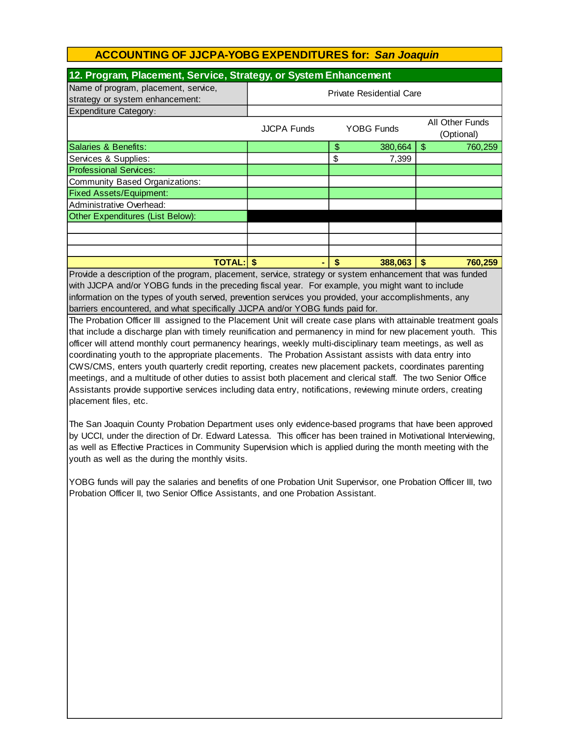## ACCOUNTING OF JJCPA-YOBG EXPENDITURES for: *San Joaquin*

### 12. Program, Placement, Service, Strategy, or System Enhancement

| | | | |
|---|---|---|---|
| Name of program, placement, service, strategy or system enhancement: | Private Residential Care | | |
| Expenditure Category: | | | |
| | JJCPA Funds | YOBG Funds | All Other Funds (Optional) |
| Salaries & Benefits: | | $ 380,664 | $ 760,259 |
| Services & Supplies: | | $ 7,399 | |
| Professional Services: | | | |
| Community Based Organizations: | | | |
| Fixed Assets/Equipment: | | | |
| Administrative Overhead: | | | |
| Other Expenditures (List Below): | | | |
| | | | |
| | | | |
| | | | |
| **TOTAL:** | **$ -** | **$ 388,063** | **$ 760,259** |

Provide a description of the program, placement, service, strategy or system enhancement that was funded with JJCPA and/or YOBG funds in the preceding fiscal year. For example, you might want to include information on the types of youth served, prevention services you provided, your accomplishments, any barriers encountered, and what specifically JJCPA and/or YOBG funds paid for.

The Probation Officer III assigned to the Placement Unit will create case plans with attainable treatment goals that include a discharge plan with timely reunification and permanency in mind for new placement youth. This officer will attend monthly court permanency hearings, weekly multi-disciplinary team meetings, as well as coordinating youth to the appropriate placements. The Probation Assistant assists with data entry into CWS/CMS, enters youth quarterly credit reporting, creates new placement packets, coordinates parenting meetings, and a multitude of other duties to assist both placement and clerical staff. The two Senior Office Assistants provide supportive services including data entry, notifications, reviewing minute orders, creating placement files, etc.

The San Joaquin County Probation Department uses only evidence-based programs that have been approved by UCCI, under the direction of Dr. Edward Latessa. This officer has been trained in Motivational Interviewing, as well as Effective Practices in Community Supervision which is applied during the month meeting with the youth as well as the during the monthly visits.

YOBG funds will pay the salaries and benefits of one Probation Unit Supervisor, one Probation Officer III, two Probation Officer II, two Senior Office Assistants, and one Probation Assistant.